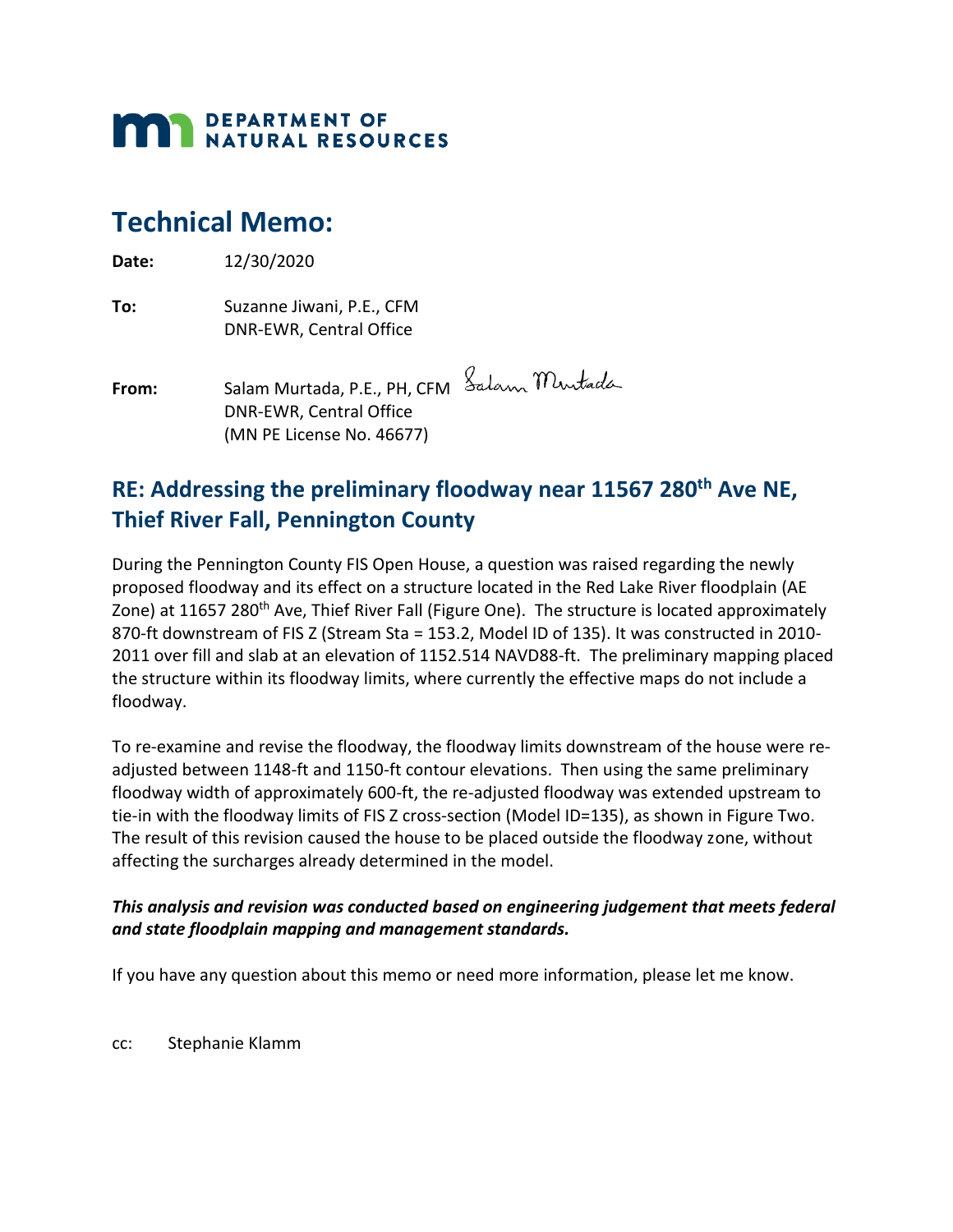**DEPARTMENT OF NATURAL RESOURCES**

# Technical Memo:

**Date:** 12/30/2020

**To:** Suzanne Jiwani, P.E., CFM
DNR-EWR, Central Office

**From:** Salam Murtada, P.E., PH, CFM
DNR-EWR, Central Office
(MN PE License No. 46677)

## RE: Addressing the preliminary floodway near 11567 280th Ave NE, Thief River Fall, Pennington County

During the Pennington County FIS Open House, a question was raised regarding the newly proposed floodway and its effect on a structure located in the Red Lake River floodplain (AE Zone) at 11657 280th Ave, Thief River Fall (Figure One). The structure is located approximately 870-ft downstream of FIS Z (Stream Sta = 153.2, Model ID of 135). It was constructed in 2010-2011 over fill and slab at an elevation of 1152.514 NAVD88-ft. The preliminary mapping placed the structure within its floodway limits, where currently the effective maps do not include a floodway.

To re-examine and revise the floodway, the floodway limits downstream of the house were re-adjusted between 1148-ft and 1150-ft contour elevations. Then using the same preliminary floodway width of approximately 600-ft, the re-adjusted floodway was extended upstream to tie-in with the floodway limits of FIS Z cross-section (Model ID=135), as shown in Figure Two. The result of this revision caused the house to be placed outside the floodway zone, without affecting the surcharges already determined in the model.

***This analysis and revision was conducted based on engineering judgement that meets federal and state floodplain mapping and management standards.***

If you have any question about this memo or need more information, please let me know.

cc: Stephanie Klamm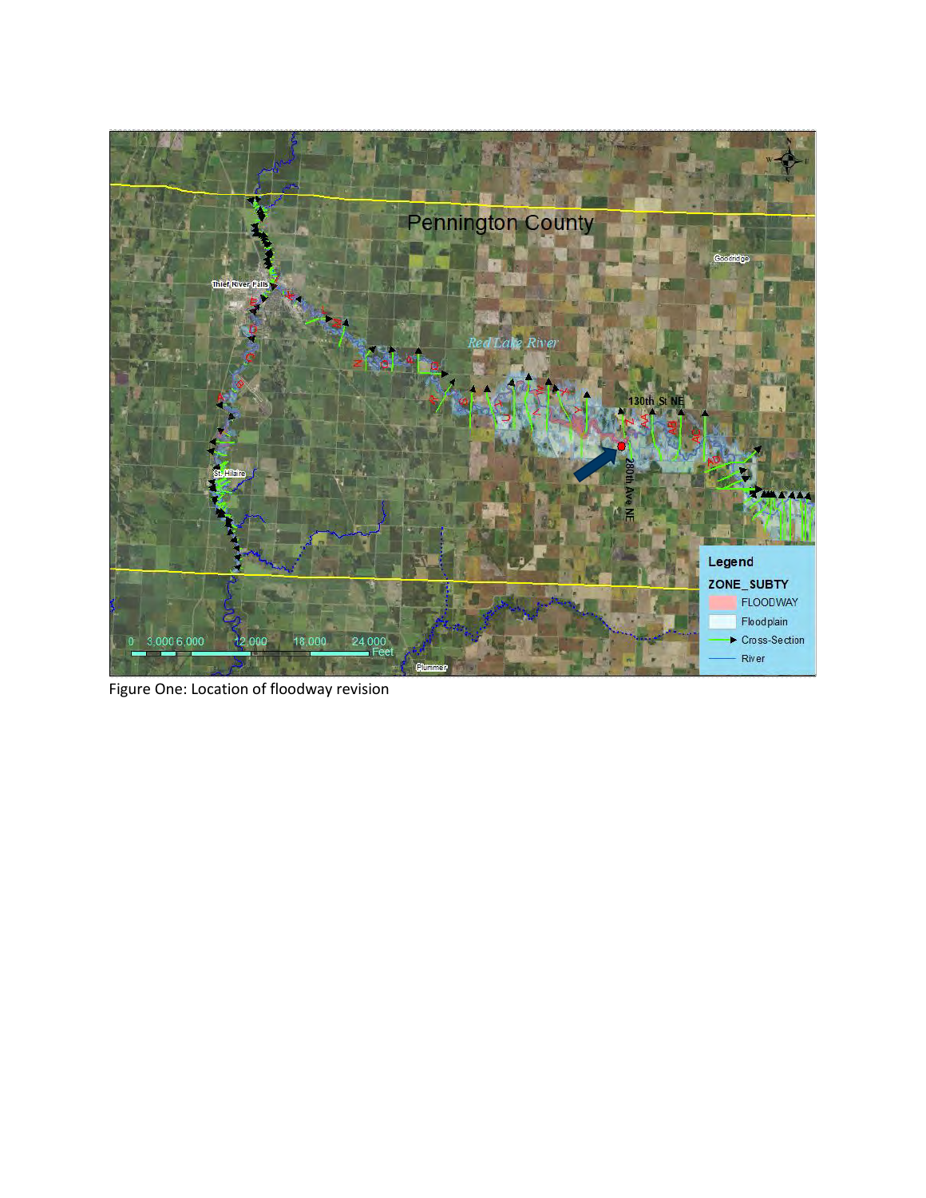Figure One: Location of floodway revision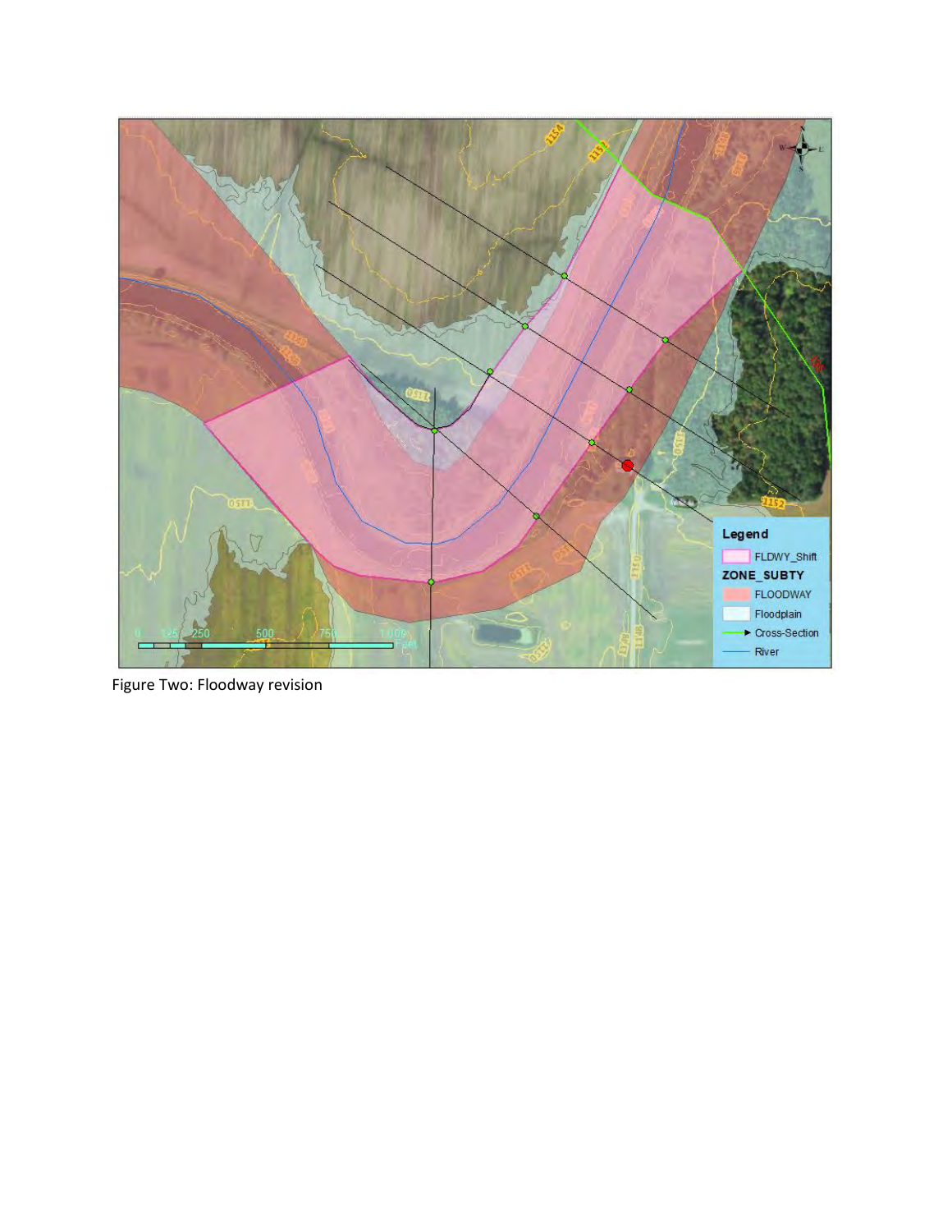Legend

FLDWY_Shift

ZONE_SUBTY

FLOODWAY

Floodplain

Cross-Section

River

0 125 250 500 750 1,000

Figure Two: Floodway revision